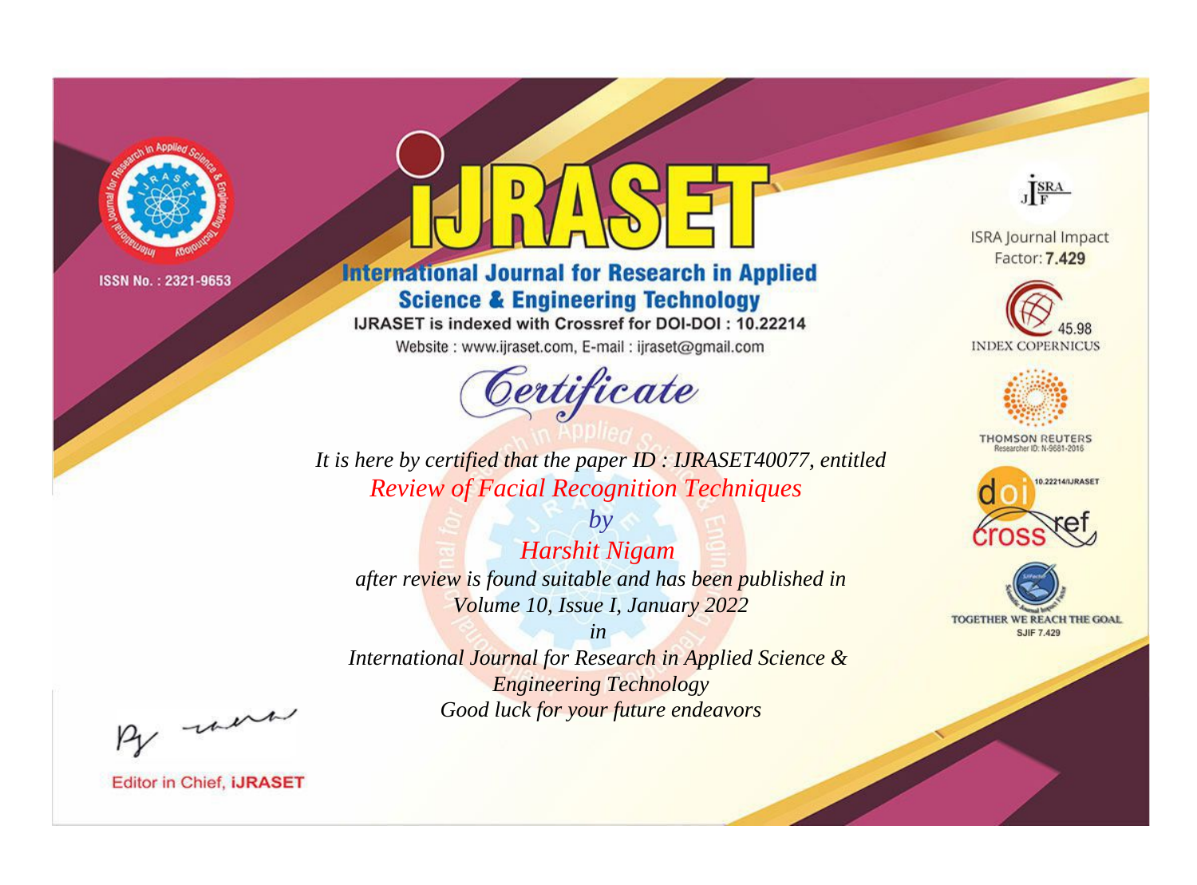ISSN No. : 2321-9653

# iJRASET

## International Journal for Research in Applied Science & Engineering Technology

IJRASET is indexed with Crossref for DOI-DOI : 10.22214

Website : www.ijraset.com, E-mail : ijraset@gmail.com

ISRA Journal Impact Factor: **7.429**

45.98 INDEX COPERNICUS

THOMSON REUTERS Researcher ID: N-9681-2016

10.22214/IJRASET

TOGETHER WE REACH THE GOAL SJIF 7.429

# *Certificate*

*It is here by certified that the paper ID : IJRASET40077, entitled*

*Review of Facial Recognition Techniques*

*by*

*Harshit Nigam*

*after review is found suitable and has been published in*

*Volume 10, Issue I, January 2022*

*in*

*International Journal for Research in Applied Science & Engineering Technology*

*Good luck for your future endeavors*

Editor in Chief, **iJRASET**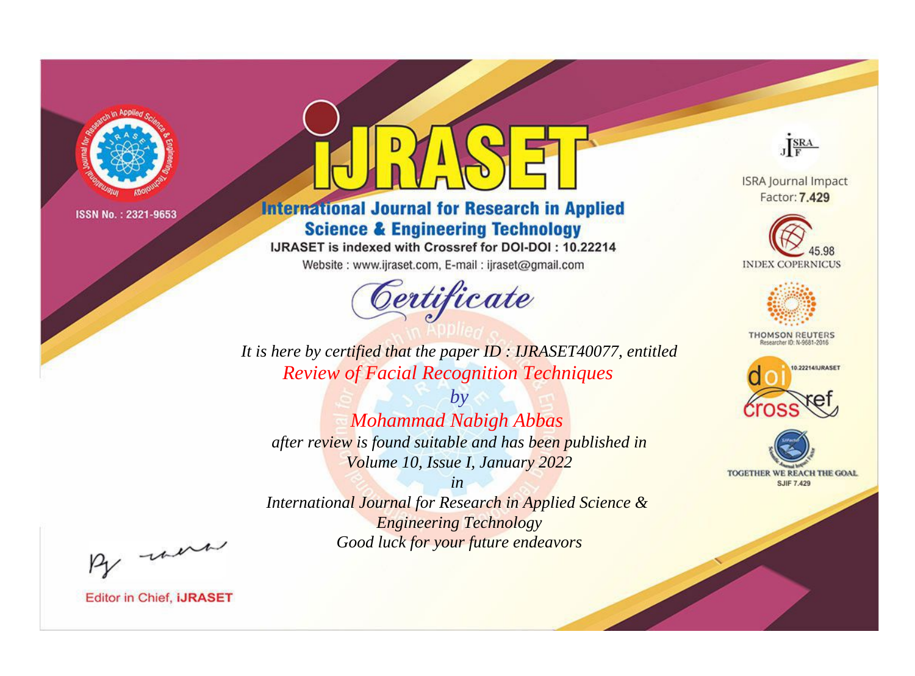ISSN No. : 2321-9653

# iJRASET

## International Journal for Research in Applied Science & Engineering Technology

IJRASET is indexed with Crossref for DOI-DOI : 10.22214

Website : www.ijraset.com, E-mail : ijraset@gmail.com

*Certificate*

*It is here by certified that the paper ID : IJRASET40077, entitled*

*Review of Facial Recognition Techniques*

*by*

*Mohammad Nabigh Abbas*

*after review is found suitable and has been published in*

*Volume 10, Issue I, January 2022*

*in*

*International Journal for Research in Applied Science & Engineering Technology*

*Good luck for your future endeavors*

ISRA Journal Impact Factor: **7.429**

45.98 INDEX COPERNICUS

THOMSON REUTERS Researcher ID: N-9681-2016

10.22214/IJRASET

TOGETHER WE REACH THE GOAL SJIF 7.429

Editor in Chief, **iJRASET**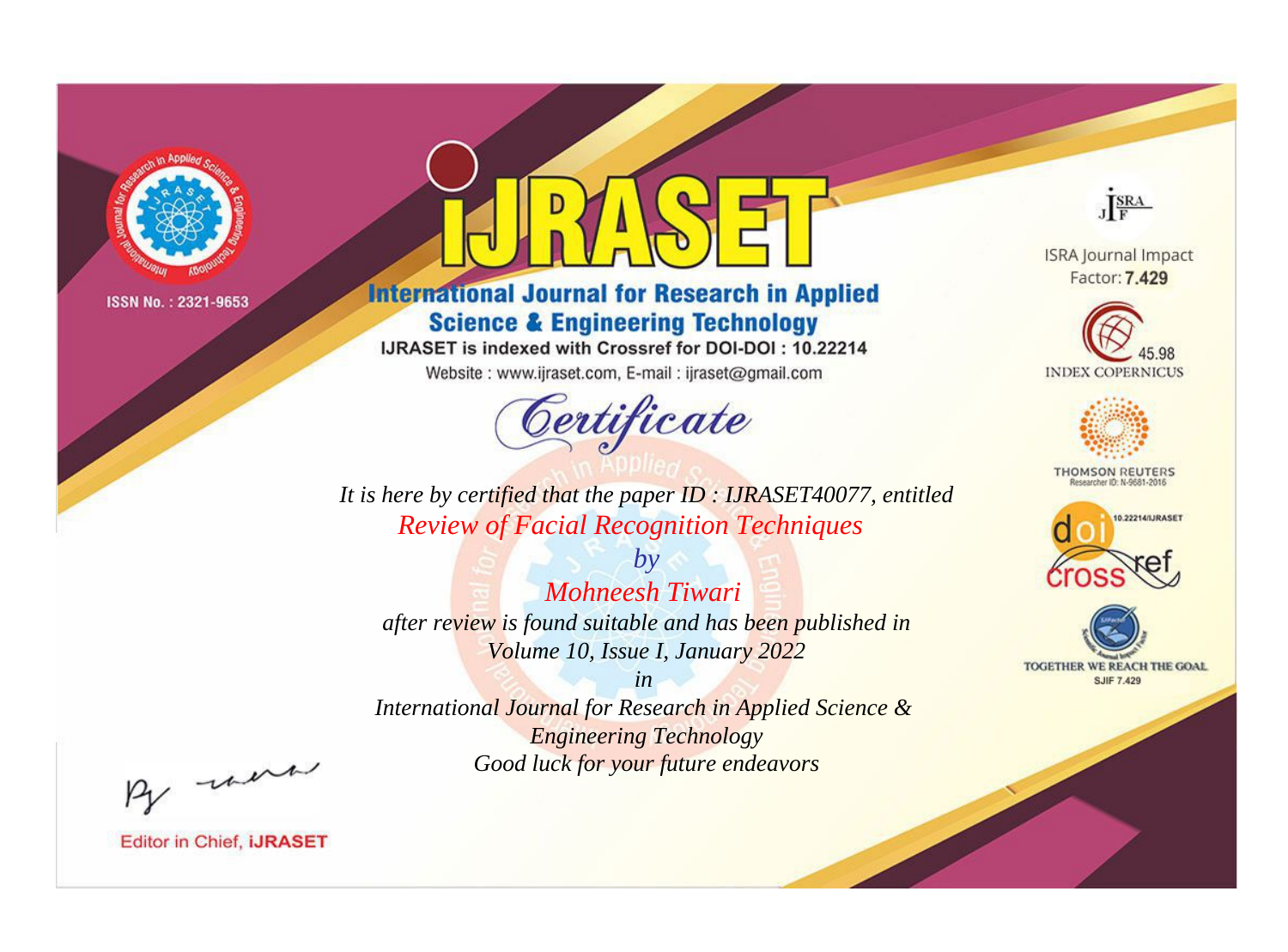ISSN No. : 2321-9653

# IJRASET

## International Journal for Research in Applied Science & Engineering Technology

IJRASET is indexed with Crossref for DOI-DOI : 10.22214

Website : www.ijraset.com, E-mail : ijraset@gmail.com

# Certificate

*It is here by certified that the paper ID : IJRASET40077, entitled*

*Review of Facial Recognition Techniques*

*by*

*Mohneesh Tiwari*

*after review is found suitable and has been published in*

*Volume 10, Issue I, January 2022*

*in*

*International Journal for Research in Applied Science & Engineering Technology*

*Good luck for your future endeavors*

ISRA Journal Impact Factor: **7.429**

45.98 INDEX COPERNICUS

THOMSON REUTERS Researcher ID: N-9681-2016

10.22214/IJRASET

TOGETHER WE REACH THE GOAL SJIF 7.429

Editor in Chief, **IJRASET**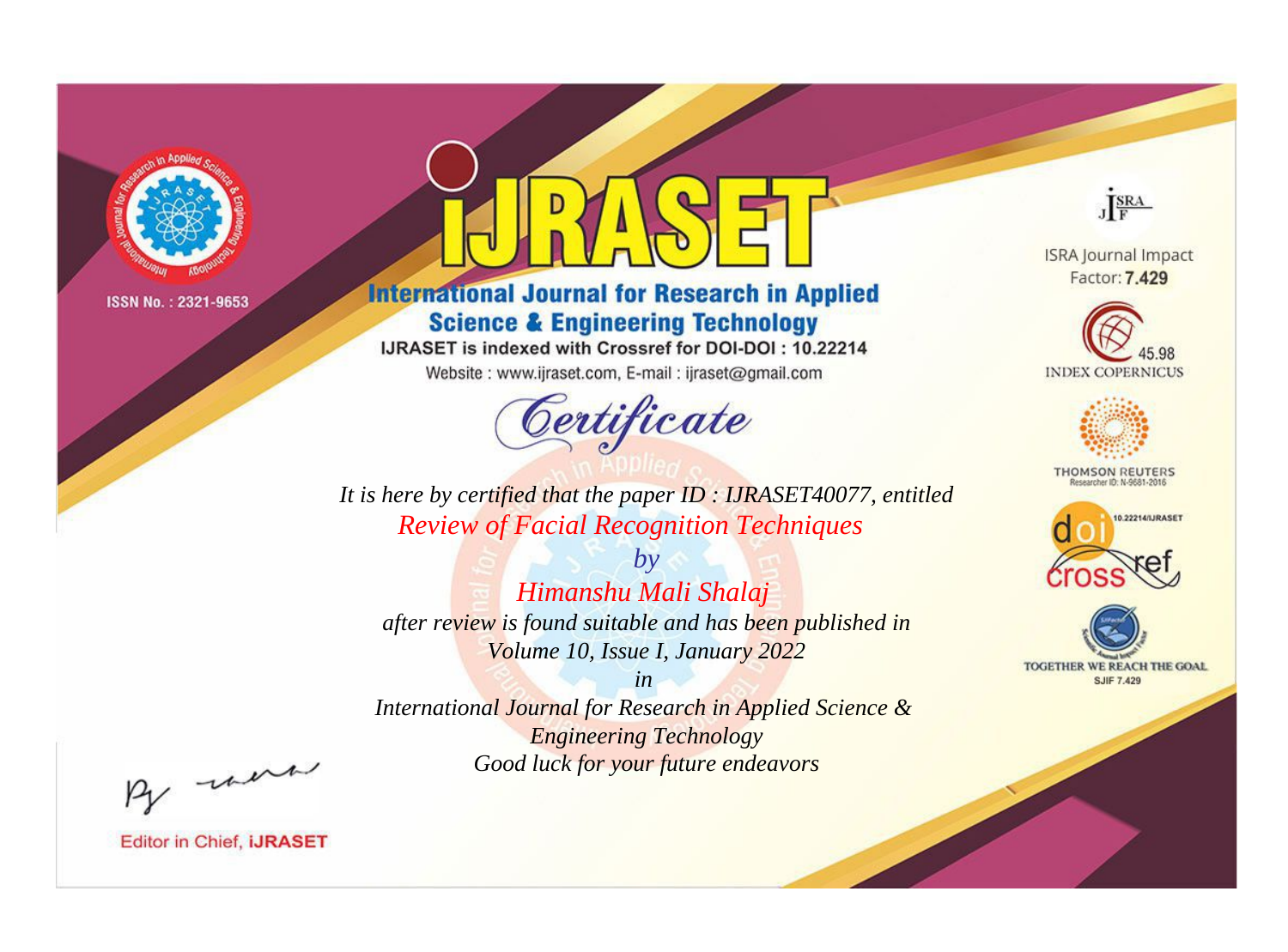ISSN No. : 2321-9653

# iJRASET

## International Journal for Research in Applied Science & Engineering Technology

IJRASET is indexed with Crossref for DOI-DOI : 10.22214

Website : www.ijraset.com, E-mail : ijraset@gmail.com

ISRA Journal Impact Factor: **7.429**

45.98 INDEX COPERNICUS

THOMSON REUTERS Researcher ID: N-9681-2016

10.22214/IJRASET

TOGETHER WE REACH THE GOAL SJIF 7.429

# *Certificate*

*It is here by certified that the paper ID : IJRASET40077, entitled*

*Review of Facial Recognition Techniques*

*by*

*Himanshu Mali Shalaj*

*after review is found suitable and has been published in*

*Volume 10, Issue I, January 2022*

*in*

*International Journal for Research in Applied Science & Engineering Technology*

*Good luck for your future endeavors*

Editor in Chief, **iJRASET**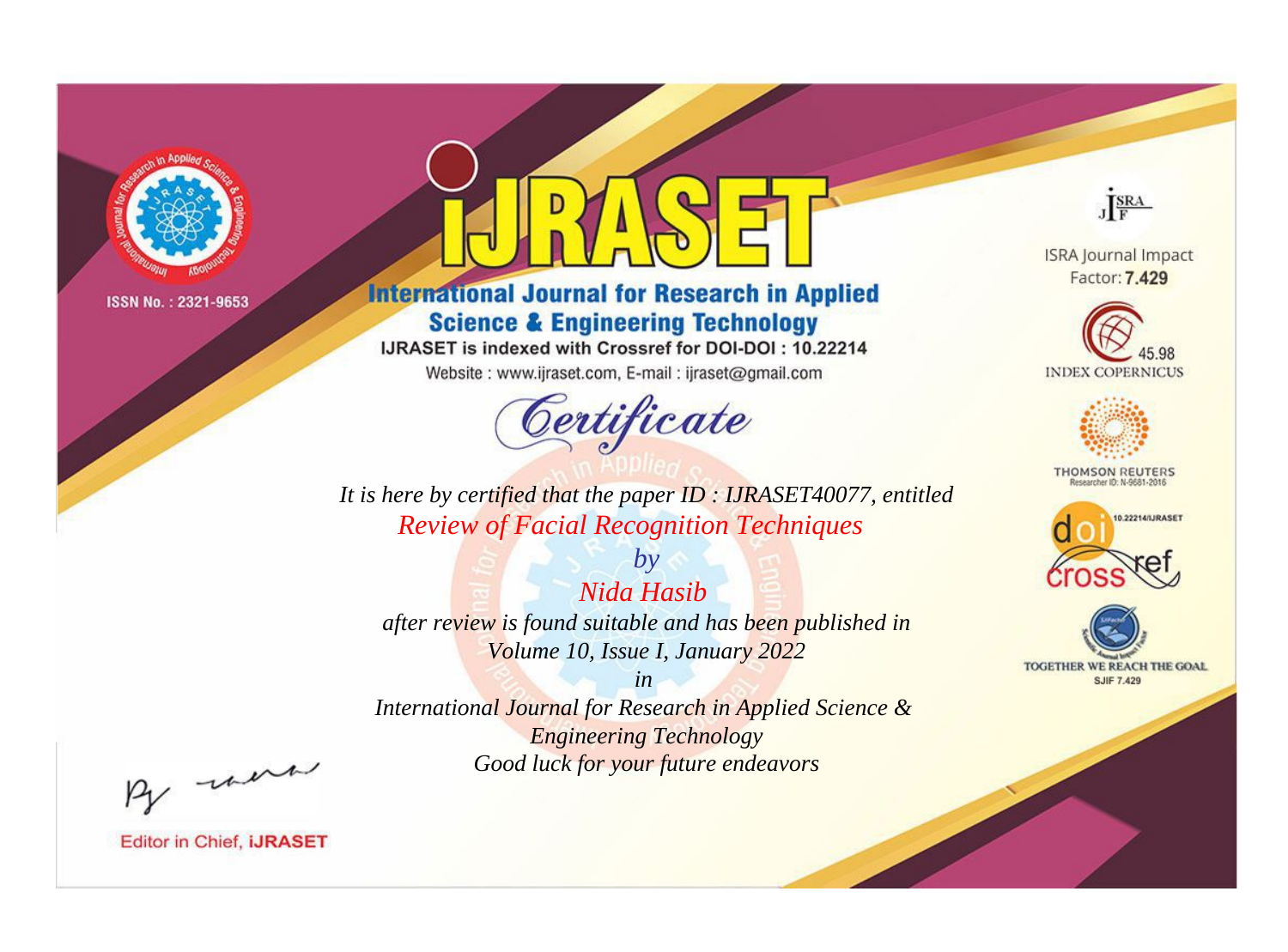ISSN No. : 2321-9653

# IJRASET

## International Journal for Research in Applied Science & Engineering Technology

IJRASET is indexed with Crossref for DOI-DOI : 10.22214

Website : www.ijraset.com, E-mail : ijraset@gmail.com

*Certificate*

*It is here by certified that the paper ID : IJRASET40077, entitled*

*Review of Facial Recognition Techniques*

*by*

*Nida Hasib*

*after review is found suitable and has been published in*

*Volume 10, Issue I, January 2022*

*in*

*International Journal for Research in Applied Science & Engineering Technology*

*Good luck for your future endeavors*

ISRA Journal Impact Factor: **7.429**

45.98 INDEX COPERNICUS

THOMSON REUTERS Researcher ID: N-9681-2016

10.22214/IJRASET

TOGETHER WE REACH THE GOAL SJIF 7.429

Editor in Chief, **iJRASET**